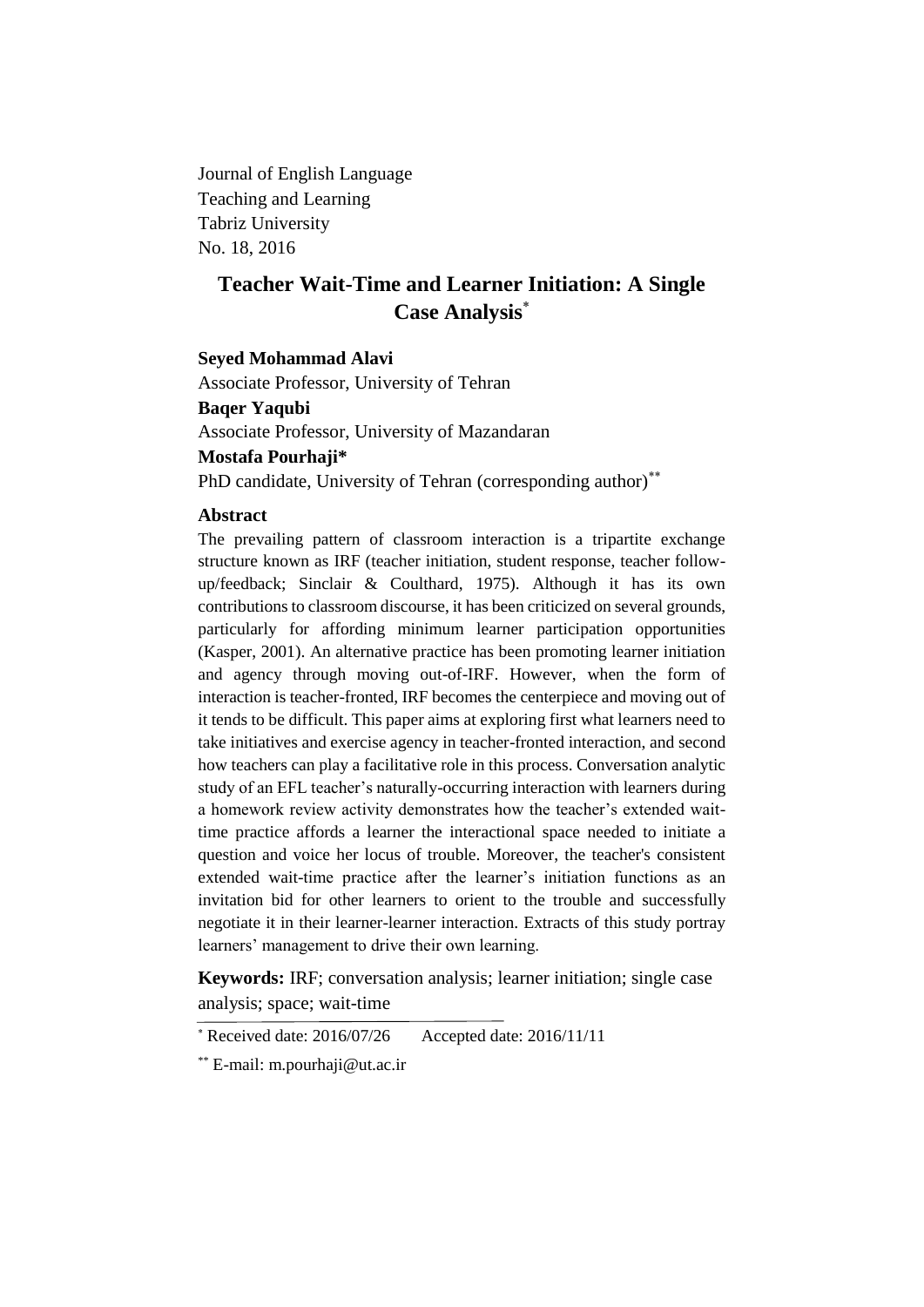Journal of English Language
Teaching and Learning
Tabriz University
No. 18, 2016

# Teacher Wait-Time and Learner Initiation: A Single Case Analysis*

**Seyed Mohammad Alavi**
Associate Professor, University of Tehran

**Baqer Yaqubi**
Associate Professor, University of Mazandaran

**Mostafa Pourhaji***
PhD candidate, University of Tehran (corresponding author)**

## Abstract

The prevailing pattern of classroom interaction is a tripartite exchange structure known as IRF (teacher initiation, student response, teacher follow-up/feedback; Sinclair & Coulthard, 1975). Although it has its own contributions to classroom discourse, it has been criticized on several grounds, particularly for affording minimum learner participation opportunities (Kasper, 2001). An alternative practice has been promoting learner initiation and agency through moving out-of-IRF. However, when the form of interaction is teacher-fronted, IRF becomes the centerpiece and moving out of it tends to be difficult. This paper aims at exploring first what learners need to take initiatives and exercise agency in teacher-fronted interaction, and second how teachers can play a facilitative role in this process. Conversation analytic study of an EFL teacher's naturally-occurring interaction with learners during a homework review activity demonstrates how the teacher's extended wait-time practice affords a learner the interactional space needed to initiate a question and voice her locus of trouble. Moreover, the teacher's consistent extended wait-time practice after the learner's initiation functions as an invitation bid for other learners to orient to the trouble and successfully negotiate it in their learner-learner interaction. Extracts of this study portray learners' management to drive their own learning.

**Keywords:** IRF; conversation analysis; learner initiation; single case analysis; space; wait-time

---

* Received date: 2016/07/26 Accepted date: 2016/11/11

** E-mail: m.pourhaji@ut.ac.ir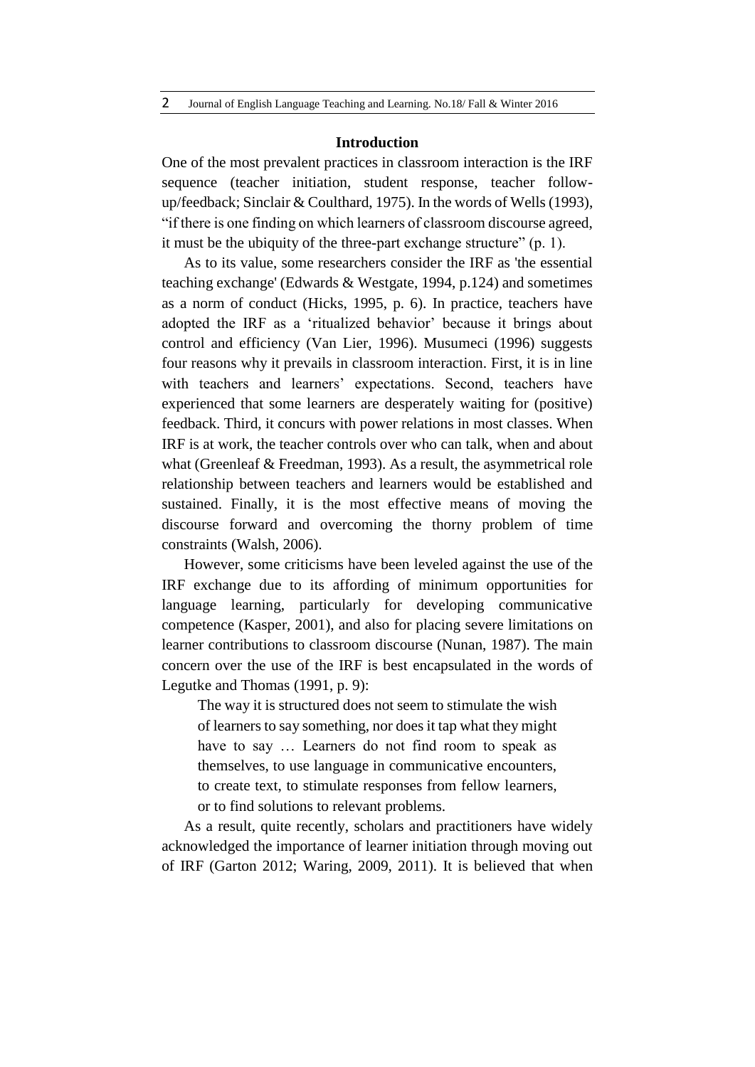## Introduction

One of the most prevalent practices in classroom interaction is the IRF sequence (teacher initiation, student response, teacher follow-up/feedback; Sinclair & Coulthard, 1975). In the words of Wells (1993), "if there is one finding on which learners of classroom discourse agreed, it must be the ubiquity of the three-part exchange structure" (p. 1).

As to its value, some researchers consider the IRF as 'the essential teaching exchange' (Edwards & Westgate, 1994, p.124) and sometimes as a norm of conduct (Hicks, 1995, p. 6). In practice, teachers have adopted the IRF as a 'ritualized behavior' because it brings about control and efficiency (Van Lier, 1996). Musumeci (1996) suggests four reasons why it prevails in classroom interaction. First, it is in line with teachers and learners' expectations. Second, teachers have experienced that some learners are desperately waiting for (positive) feedback. Third, it concurs with power relations in most classes. When IRF is at work, the teacher controls over who can talk, when and about what (Greenleaf & Freedman, 1993). As a result, the asymmetrical role relationship between teachers and learners would be established and sustained. Finally, it is the most effective means of moving the discourse forward and overcoming the thorny problem of time constraints (Walsh, 2006).

However, some criticisms have been leveled against the use of the IRF exchange due to its affording of minimum opportunities for language learning, particularly for developing communicative competence (Kasper, 2001), and also for placing severe limitations on learner contributions to classroom discourse (Nunan, 1987). The main concern over the use of the IRF is best encapsulated in the words of Legutke and Thomas (1991, p. 9):

> The way it is structured does not seem to stimulate the wish of learners to say something, nor does it tap what they might have to say … Learners do not find room to speak as themselves, to use language in communicative encounters, to create text, to stimulate responses from fellow learners, or to find solutions to relevant problems.

As a result, quite recently, scholars and practitioners have widely acknowledged the importance of learner initiation through moving out of IRF (Garton 2012; Waring, 2009, 2011). It is believed that when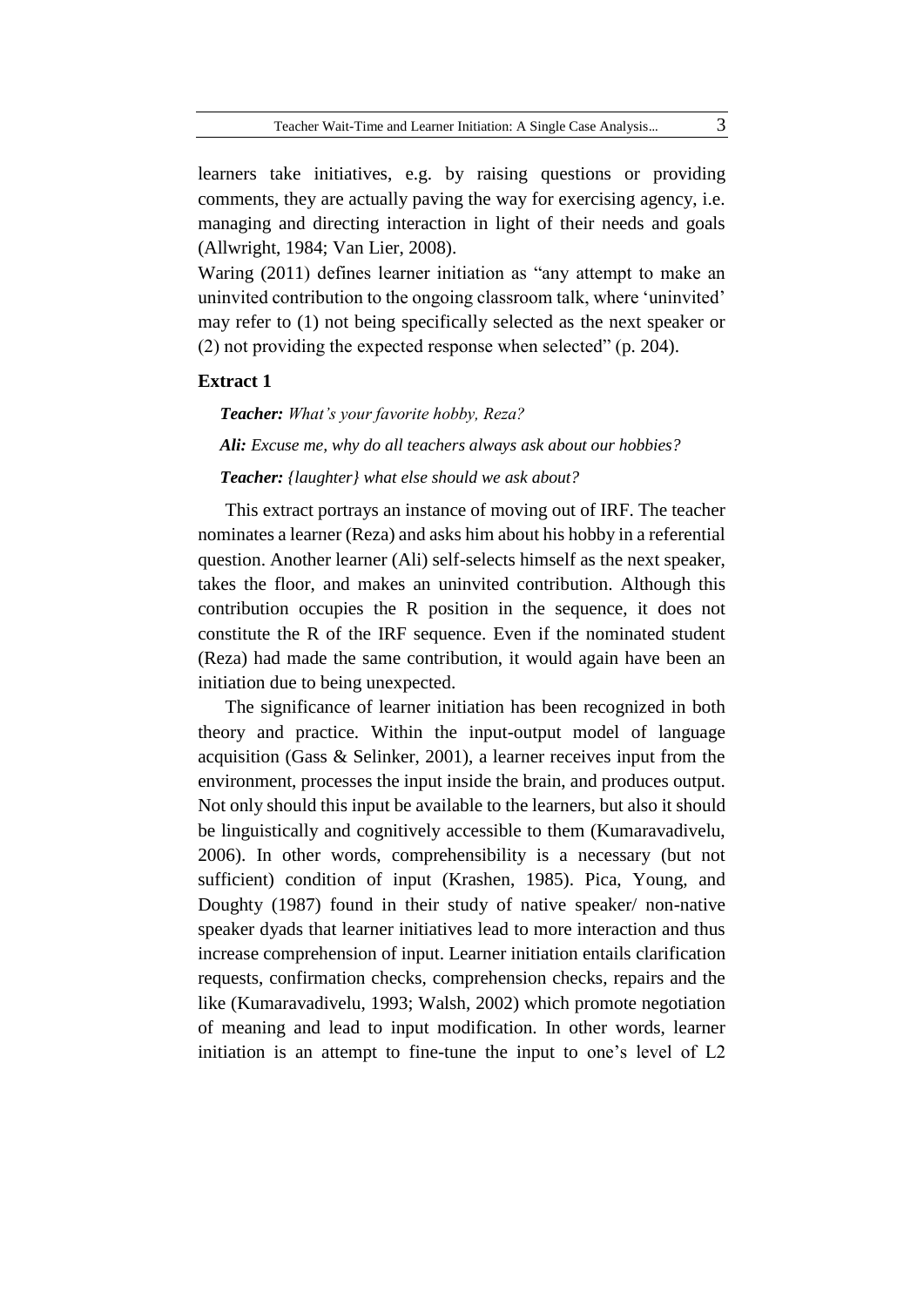learners take initiatives, e.g. by raising questions or providing comments, they are actually paving the way for exercising agency, i.e. managing and directing interaction in light of their needs and goals (Allwright, 1984; Van Lier, 2008).

Waring (2011) defines learner initiation as "any attempt to make an uninvited contribution to the ongoing classroom talk, where 'uninvited' may refer to (1) not being specifically selected as the next speaker or (2) not providing the expected response when selected" (p. 204).

**Extract 1**

***Teacher:*** *What's your favorite hobby, Reza?*

***Ali:*** *Excuse me, why do all teachers always ask about our hobbies?*

***Teacher:*** *{laughter} what else should we ask about?*

This extract portrays an instance of moving out of IRF. The teacher nominates a learner (Reza) and asks him about his hobby in a referential question. Another learner (Ali) self-selects himself as the next speaker, takes the floor, and makes an uninvited contribution. Although this contribution occupies the R position in the sequence, it does not constitute the R of the IRF sequence. Even if the nominated student (Reza) had made the same contribution, it would again have been an initiation due to being unexpected.

The significance of learner initiation has been recognized in both theory and practice. Within the input-output model of language acquisition (Gass & Selinker, 2001), a learner receives input from the environment, processes the input inside the brain, and produces output. Not only should this input be available to the learners, but also it should be linguistically and cognitively accessible to them (Kumaravadivelu, 2006). In other words, comprehensibility is a necessary (but not sufficient) condition of input (Krashen, 1985). Pica, Young, and Doughty (1987) found in their study of native speaker/ non-native speaker dyads that learner initiatives lead to more interaction and thus increase comprehension of input. Learner initiation entails clarification requests, confirmation checks, comprehension checks, repairs and the like (Kumaravadivelu, 1993; Walsh, 2002) which promote negotiation of meaning and lead to input modification. In other words, learner initiation is an attempt to fine-tune the input to one's level of L2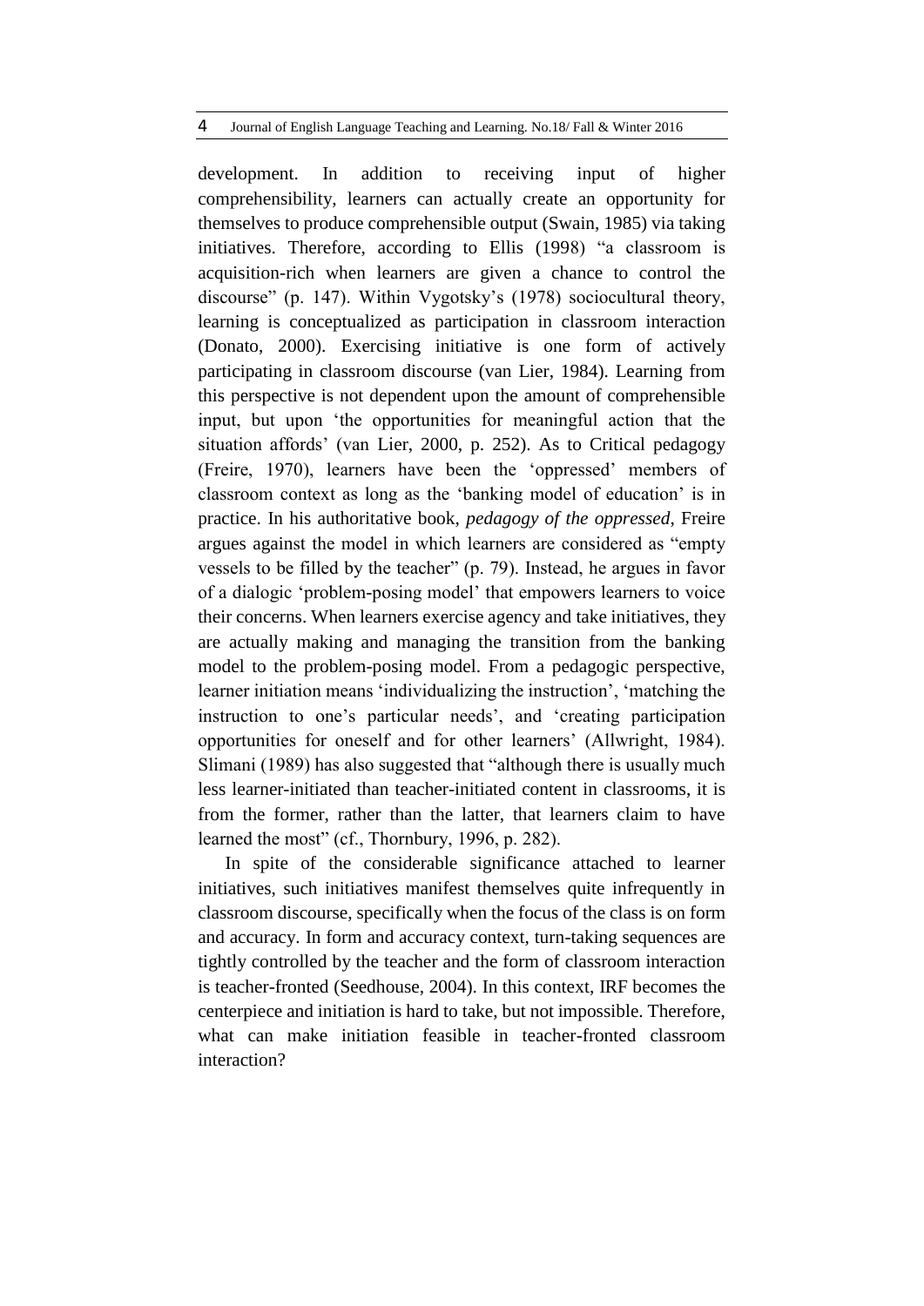development. In addition to receiving input of higher comprehensibility, learners can actually create an opportunity for themselves to produce comprehensible output (Swain, 1985) via taking initiatives. Therefore, according to Ellis (1998) "a classroom is acquisition-rich when learners are given a chance to control the discourse" (p. 147). Within Vygotsky's (1978) sociocultural theory, learning is conceptualized as participation in classroom interaction (Donato, 2000). Exercising initiative is one form of actively participating in classroom discourse (van Lier, 1984). Learning from this perspective is not dependent upon the amount of comprehensible input, but upon 'the opportunities for meaningful action that the situation affords' (van Lier, 2000, p. 252). As to Critical pedagogy (Freire, 1970), learners have been the 'oppressed' members of classroom context as long as the 'banking model of education' is in practice. In his authoritative book, *pedagogy of the oppressed*, Freire argues against the model in which learners are considered as "empty vessels to be filled by the teacher" (p. 79). Instead, he argues in favor of a dialogic 'problem-posing model' that empowers learners to voice their concerns. When learners exercise agency and take initiatives, they are actually making and managing the transition from the banking model to the problem-posing model. From a pedagogic perspective, learner initiation means 'individualizing the instruction', 'matching the instruction to one's particular needs', and 'creating participation opportunities for oneself and for other learners' (Allwright, 1984). Slimani (1989) has also suggested that "although there is usually much less learner-initiated than teacher-initiated content in classrooms, it is from the former, rather than the latter, that learners claim to have learned the most" (cf., Thornbury, 1996, p. 282).

In spite of the considerable significance attached to learner initiatives, such initiatives manifest themselves quite infrequently in classroom discourse, specifically when the focus of the class is on form and accuracy. In form and accuracy context, turn-taking sequences are tightly controlled by the teacher and the form of classroom interaction is teacher-fronted (Seedhouse, 2004). In this context, IRF becomes the centerpiece and initiation is hard to take, but not impossible. Therefore, what can make initiation feasible in teacher-fronted classroom interaction?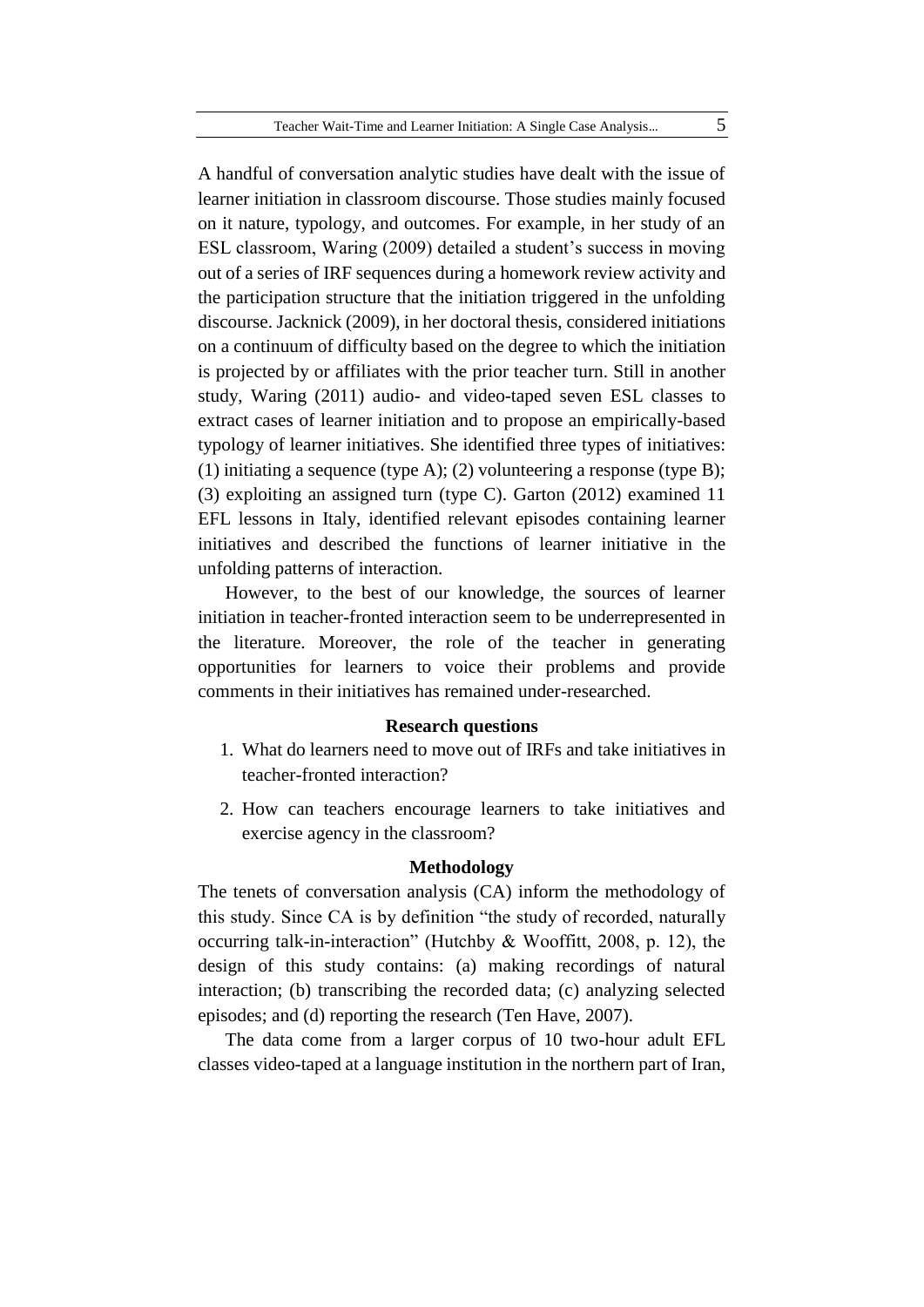A handful of conversation analytic studies have dealt with the issue of learner initiation in classroom discourse. Those studies mainly focused on it nature, typology, and outcomes. For example, in her study of an ESL classroom, Waring (2009) detailed a student's success in moving out of a series of IRF sequences during a homework review activity and the participation structure that the initiation triggered in the unfolding discourse. Jacknick (2009), in her doctoral thesis, considered initiations on a continuum of difficulty based on the degree to which the initiation is projected by or affiliates with the prior teacher turn. Still in another study, Waring (2011) audio- and video-taped seven ESL classes to extract cases of learner initiation and to propose an empirically-based typology of learner initiatives. She identified three types of initiatives: (1) initiating a sequence (type A); (2) volunteering a response (type B); (3) exploiting an assigned turn (type C). Garton (2012) examined 11 EFL lessons in Italy, identified relevant episodes containing learner initiatives and described the functions of learner initiative in the unfolding patterns of interaction.

However, to the best of our knowledge, the sources of learner initiation in teacher-fronted interaction seem to be underrepresented in the literature. Moreover, the role of the teacher in generating opportunities for learners to voice their problems and provide comments in their initiatives has remained under-researched.

## Research questions

1. What do learners need to move out of IRFs and take initiatives in teacher-fronted interaction?
2. How can teachers encourage learners to take initiatives and exercise agency in the classroom?

## Methodology

The tenets of conversation analysis (CA) inform the methodology of this study. Since CA is by definition "the study of recorded, naturally occurring talk-in-interaction" (Hutchby & Wooffitt, 2008, p. 12), the design of this study contains: (a) making recordings of natural interaction; (b) transcribing the recorded data; (c) analyzing selected episodes; and (d) reporting the research (Ten Have, 2007).

The data come from a larger corpus of 10 two-hour adult EFL classes video-taped at a language institution in the northern part of Iran,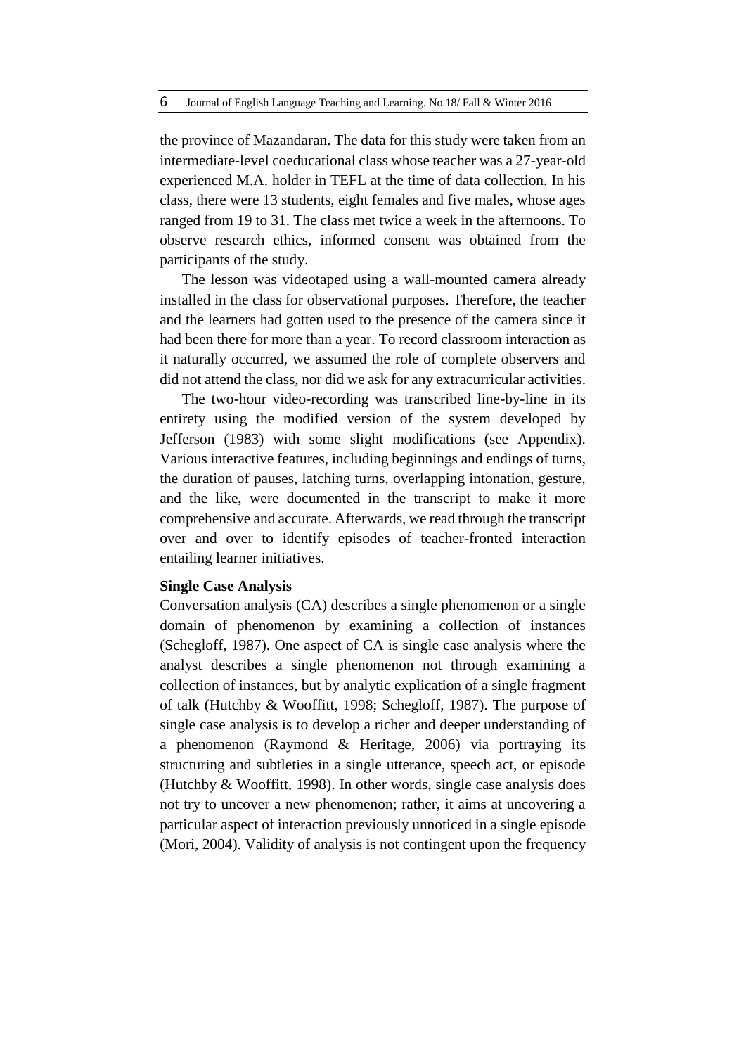the province of Mazandaran. The data for this study were taken from an intermediate-level coeducational class whose teacher was a 27-year-old experienced M.A. holder in TEFL at the time of data collection. In his class, there were 13 students, eight females and five males, whose ages ranged from 19 to 31. The class met twice a week in the afternoons. To observe research ethics, informed consent was obtained from the participants of the study.

The lesson was videotaped using a wall-mounted camera already installed in the class for observational purposes. Therefore, the teacher and the learners had gotten used to the presence of the camera since it had been there for more than a year. To record classroom interaction as it naturally occurred, we assumed the role of complete observers and did not attend the class, nor did we ask for any extracurricular activities.

The two-hour video-recording was transcribed line-by-line in its entirety using the modified version of the system developed by Jefferson (1983) with some slight modifications (see Appendix). Various interactive features, including beginnings and endings of turns, the duration of pauses, latching turns, overlapping intonation, gesture, and the like, were documented in the transcript to make it more comprehensive and accurate. Afterwards, we read through the transcript over and over to identify episodes of teacher-fronted interaction entailing learner initiatives.

**Single Case Analysis**

Conversation analysis (CA) describes a single phenomenon or a single domain of phenomenon by examining a collection of instances (Schegloff, 1987). One aspect of CA is single case analysis where the analyst describes a single phenomenon not through examining a collection of instances, but by analytic explication of a single fragment of talk (Hutchby & Wooffitt, 1998; Schegloff, 1987). The purpose of single case analysis is to develop a richer and deeper understanding of a phenomenon (Raymond & Heritage, 2006) via portraying its structuring and subtleties in a single utterance, speech act, or episode (Hutchby & Wooffitt, 1998). In other words, single case analysis does not try to uncover a new phenomenon; rather, it aims at uncovering a particular aspect of interaction previously unnoticed in a single episode (Mori, 2004). Validity of analysis is not contingent upon the frequency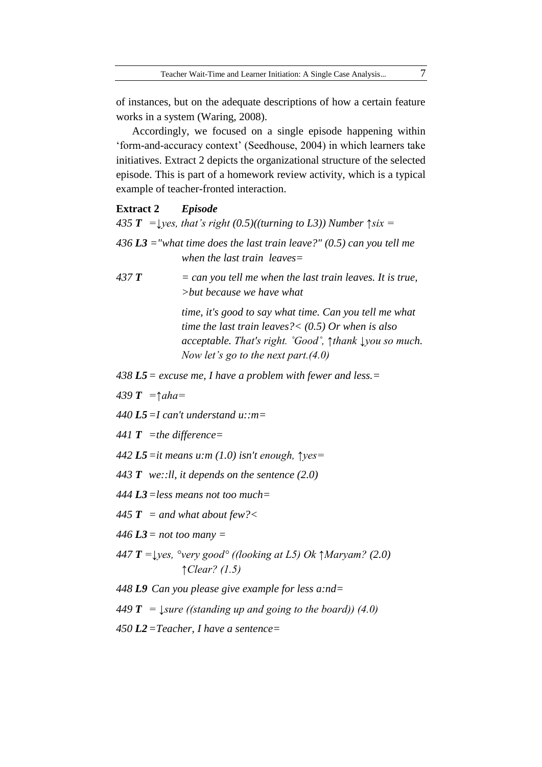of instances, but on the adequate descriptions of how a certain feature works in a system (Waring, 2008).

Accordingly, we focused on a single episode happening within 'form-and-accuracy context' (Seedhouse, 2004) in which learners take initiatives. Extract 2 depicts the organizational structure of the selected episode. This is part of a homework review activity, which is a typical example of teacher-fronted interaction.

**Extract 2** ***Episode***

*435* ***T*** *=↓yes, that's right (0.5)((turning to L3)) Number ↑six =*

*436* ***L3*** *="what time does the last train leave?" (0.5) can you tell me when the last train leaves=*

*437* ***T*** *= can you tell me when the last train leaves. It is true, >but because we have what time, it's good to say what time. Can you tell me what time the last train leaves?< (0.5) Or when is also acceptable. That's right. °Good°, ↑thank ↓you so much. Now let's go to the next part.(4.0)*

*438* ***L5*** *= excuse me, I have a problem with fewer and less.=*

*439* ***T*** *=↑aha=*

*440* ***L5*** *=I can't understand u::m=*

*441* ***T*** *=the difference=*

*442* ***L5*** *=it means u:m (1.0) isn't enough, ↑yes=*

*443* ***T*** *we::ll, it depends on the sentence (2.0)*

*444* ***L3*** *=less means not too much=*

*445* ***T*** *= and what about few?<*

*446* ***L3*** *= not too many =*

*447* ***T*** *=↓yes, °very good° ((looking at L5) Ok ↑Maryam? (2.0) ↑Clear? (1.5)*

*448* ***L9*** *Can you please give example for less a:nd=*

*449* ***T*** *= ↓sure ((standing up and going to the board)) (4.0)*

*450* ***L2*** *=Teacher, I have a sentence=*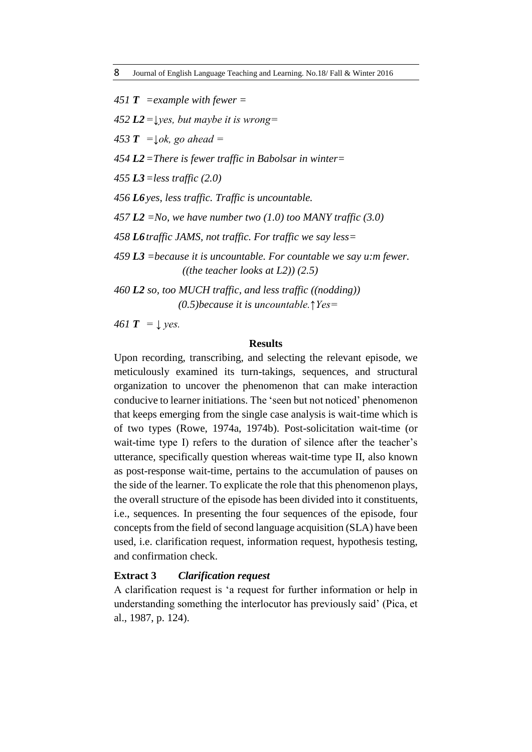*451* ***T*** *=example with fewer =*

*452* ***L2*** *=↓yes, but maybe it is wrong=*

*453* ***T*** *=↓ok, go ahead =*

*454* ***L2*** *=There is fewer traffic in Babolsar in winter=*

*455* ***L3*** *=less traffic (2.0)*

*456* ***L6*** *yes, less traffic. Traffic is uncountable.*

*457* ***L2*** *=No, we have number two (1.0) too MANY traffic (3.0)*

*458* ***L6*** *traffic JAMS, not traffic. For traffic we say less=*

*459* ***L3*** *=because it is uncountable. For countable we say u:m fewer. ((the teacher looks at L2)) (2.5)*

*460* ***L2*** *so, too MUCH traffic, and less traffic ((nodding)) (0.5)because it is uncountable.↑Yes=*

*461* ***T*** *= ↓ yes.*

## Results

Upon recording, transcribing, and selecting the relevant episode, we meticulously examined its turn-takings, sequences, and structural organization to uncover the phenomenon that can make interaction conducive to learner initiations. The 'seen but not noticed' phenomenon that keeps emerging from the single case analysis is wait-time which is of two types (Rowe, 1974a, 1974b). Post-solicitation wait-time (or wait-time type I) refers to the duration of silence after the teacher's utterance, specifically question whereas wait-time type II, also known as post-response wait-time, pertains to the accumulation of pauses on the side of the learner. To explicate the role that this phenomenon plays, the overall structure of the episode has been divided into it constituents, i.e., sequences. In presenting the four sequences of the episode, four concepts from the field of second language acquisition (SLA) have been used, i.e. clarification request, information request, hypothesis testing, and confirmation check.

**Extract 3** ***Clarification request***

A clarification request is 'a request for further information or help in understanding something the interlocutor has previously said' (Pica, et al., 1987, p. 124).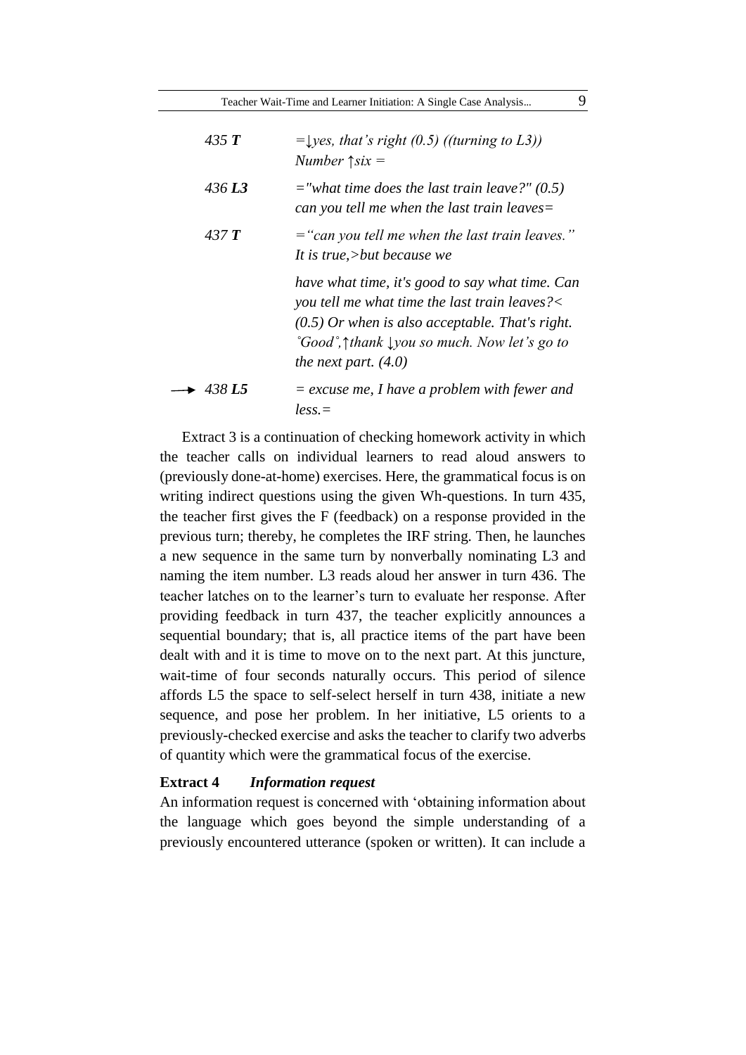| | |
|---|---|
| *435 **T*** | *=↓yes, that's right (0.5) ((turning to L3)) Number ↑six =* |
| *436 **L3*** | *="what time does the last train leave?" (0.5) can you tell me when the last train leaves=* |
| *437 **T*** | *="can you tell me when the last train leaves." It is true,>but because we have what time, it's good to say what time. Can you tell me what time the last train leaves?< (0.5) Or when is also acceptable. That's right. ˚Good˚,↑thank ↓you so much. Now let's go to the next part. (4.0)* |
| → *438 **L5*** | *= excuse me, I have a problem with fewer and less.=* |

Extract 3 is a continuation of checking homework activity in which the teacher calls on individual learners to read aloud answers to (previously done-at-home) exercises. Here, the grammatical focus is on writing indirect questions using the given Wh-questions. In turn 435, the teacher first gives the F (feedback) on a response provided in the previous turn; thereby, he completes the IRF string. Then, he launches a new sequence in the same turn by nonverbally nominating L3 and naming the item number. L3 reads aloud her answer in turn 436. The teacher latches on to the learner's turn to evaluate her response. After providing feedback in turn 437, the teacher explicitly announces a sequential boundary; that is, all practice items of the part have been dealt with and it is time to move on to the next part. At this juncture, wait-time of four seconds naturally occurs. This period of silence affords L5 the space to self-select herself in turn 438, initiate a new sequence, and pose her problem. In her initiative, L5 orients to a previously-checked exercise and asks the teacher to clarify two adverbs of quantity which were the grammatical focus of the exercise.

**Extract 4** ***Information request***

An information request is concerned with 'obtaining information about the language which goes beyond the simple understanding of a previously encountered utterance (spoken or written). It can include a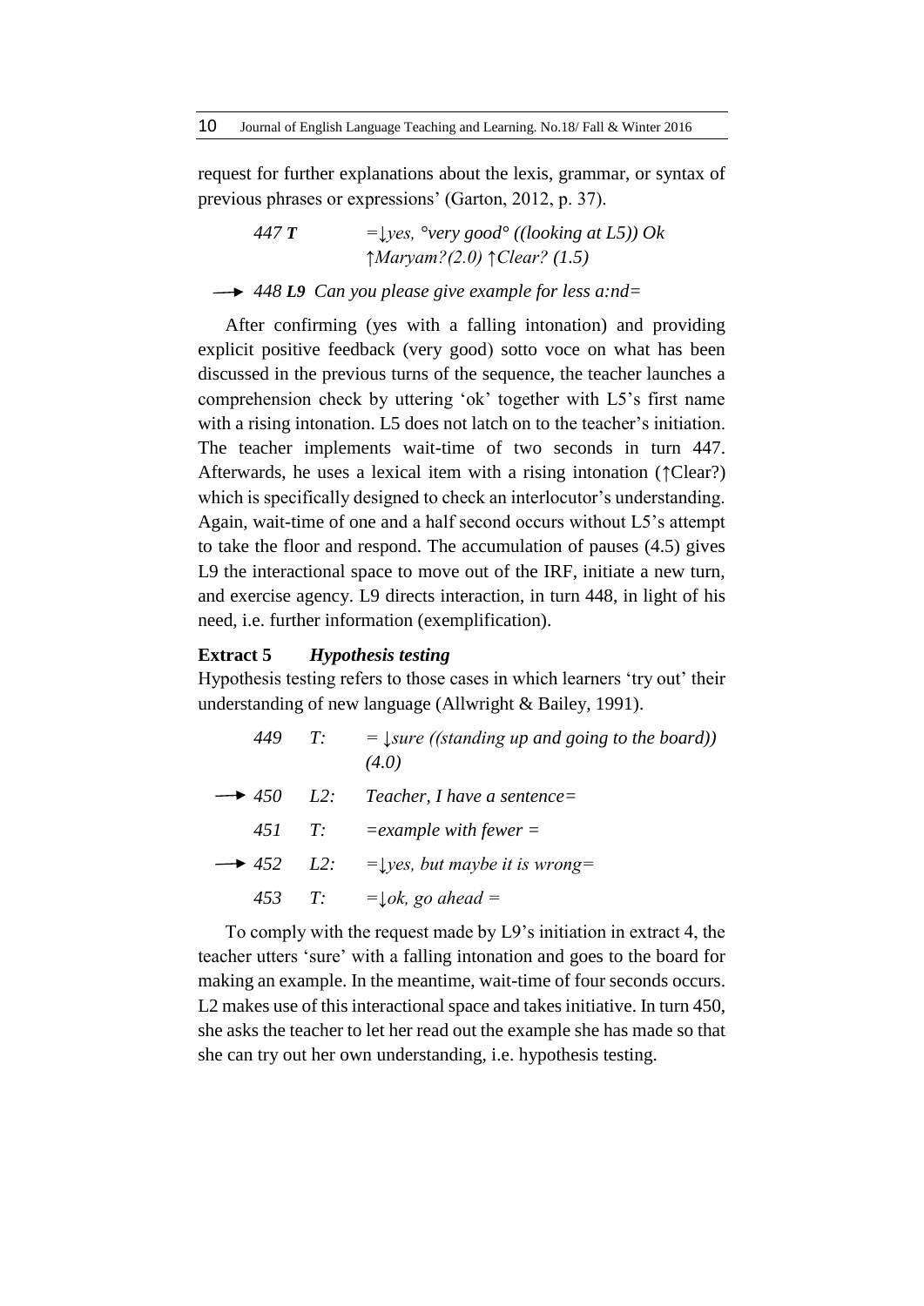request for further explanations about the lexis, grammar, or syntax of previous phrases or expressions' (Garton, 2012, p. 37).

> *447* ***T*** *=↓yes, °very good° ((looking at L5)) Ok ↑Maryam?(2.0) ↑Clear? (1.5)*
>
> → *448* ***L9*** *Can you please give example for less a:nd=*

After confirming (yes with a falling intonation) and providing explicit positive feedback (very good) sotto voce on what has been discussed in the previous turns of the sequence, the teacher launches a comprehension check by uttering 'ok' together with L5's first name with a rising intonation. L5 does not latch on to the teacher's initiation. The teacher implements wait-time of two seconds in turn 447. Afterwards, he uses a lexical item with a rising intonation (↑Clear?) which is specifically designed to check an interlocutor's understanding. Again, wait-time of one and a half second occurs without L5's attempt to take the floor and respond. The accumulation of pauses (4.5) gives L9 the interactional space to move out of the IRF, initiate a new turn, and exercise agency. L9 directs interaction, in turn 448, in light of his need, i.e. further information (exemplification).

**Extract 5** ***Hypothesis testing***

Hypothesis testing refers to those cases in which learners 'try out' their understanding of new language (Allwright & Bailey, 1991).

> *449 T: = ↓sure ((standing up and going to the board)) (4.0)*
>
> → *450 L2: Teacher, I have a sentence=*
>
> *451 T: =example with fewer =*
>
> → *452 L2: =↓yes, but maybe it is wrong=*
>
> *453 T: =↓ok, go ahead =*

To comply with the request made by L9's initiation in extract 4, the teacher utters 'sure' with a falling intonation and goes to the board for making an example. In the meantime, wait-time of four seconds occurs. L2 makes use of this interactional space and takes initiative. In turn 450, she asks the teacher to let her read out the example she has made so that she can try out her own understanding, i.e. hypothesis testing.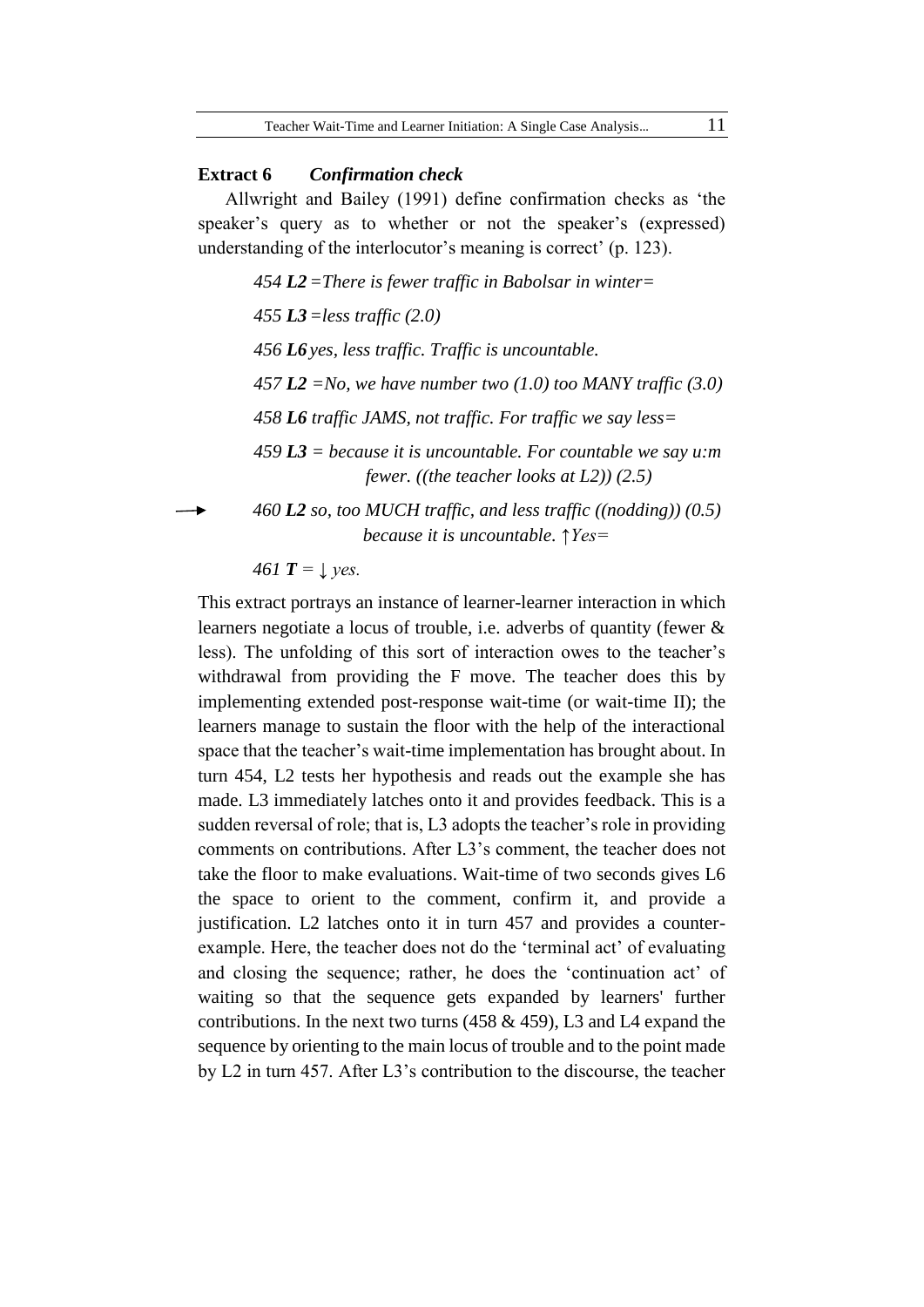**Extract 6** ***Confirmation check***

Allwright and Bailey (1991) define confirmation checks as 'the speaker's query as to whether or not the speaker's (expressed) understanding of the interlocutor's meaning is correct' (p. 123).

*454 **L2** =There is fewer traffic in Babolsar in winter=*

*455 **L3** =less traffic (2.0)*

*456 **L6** yes, less traffic. Traffic is uncountable.*

*457 **L2** =No, we have number two (1.0) too MANY traffic (3.0)*

*458 **L6** traffic JAMS, not traffic. For traffic we say less=*

*459 **L3** = because it is uncountable. For countable we say u:m fewer. ((the teacher looks at L2)) (2.5)*

→ *460 **L2** so, too MUCH traffic, and less traffic ((nodding)) (0.5) because it is uncountable. ↑Yes=*

*461 **T** = ↓ yes.*

This extract portrays an instance of learner-learner interaction in which learners negotiate a locus of trouble, i.e. adverbs of quantity (fewer & less). The unfolding of this sort of interaction owes to the teacher's withdrawal from providing the F move. The teacher does this by implementing extended post-response wait-time (or wait-time II); the learners manage to sustain the floor with the help of the interactional space that the teacher's wait-time implementation has brought about. In turn 454, L2 tests her hypothesis and reads out the example she has made. L3 immediately latches onto it and provides feedback. This is a sudden reversal of role; that is, L3 adopts the teacher's role in providing comments on contributions. After L3's comment, the teacher does not take the floor to make evaluations. Wait-time of two seconds gives L6 the space to orient to the comment, confirm it, and provide a justification. L2 latches onto it in turn 457 and provides a counter-example. Here, the teacher does not do the 'terminal act' of evaluating and closing the sequence; rather, he does the 'continuation act' of waiting so that the sequence gets expanded by learners' further contributions. In the next two turns (458 & 459), L3 and L4 expand the sequence by orienting to the main locus of trouble and to the point made by L2 in turn 457. After L3's contribution to the discourse, the teacher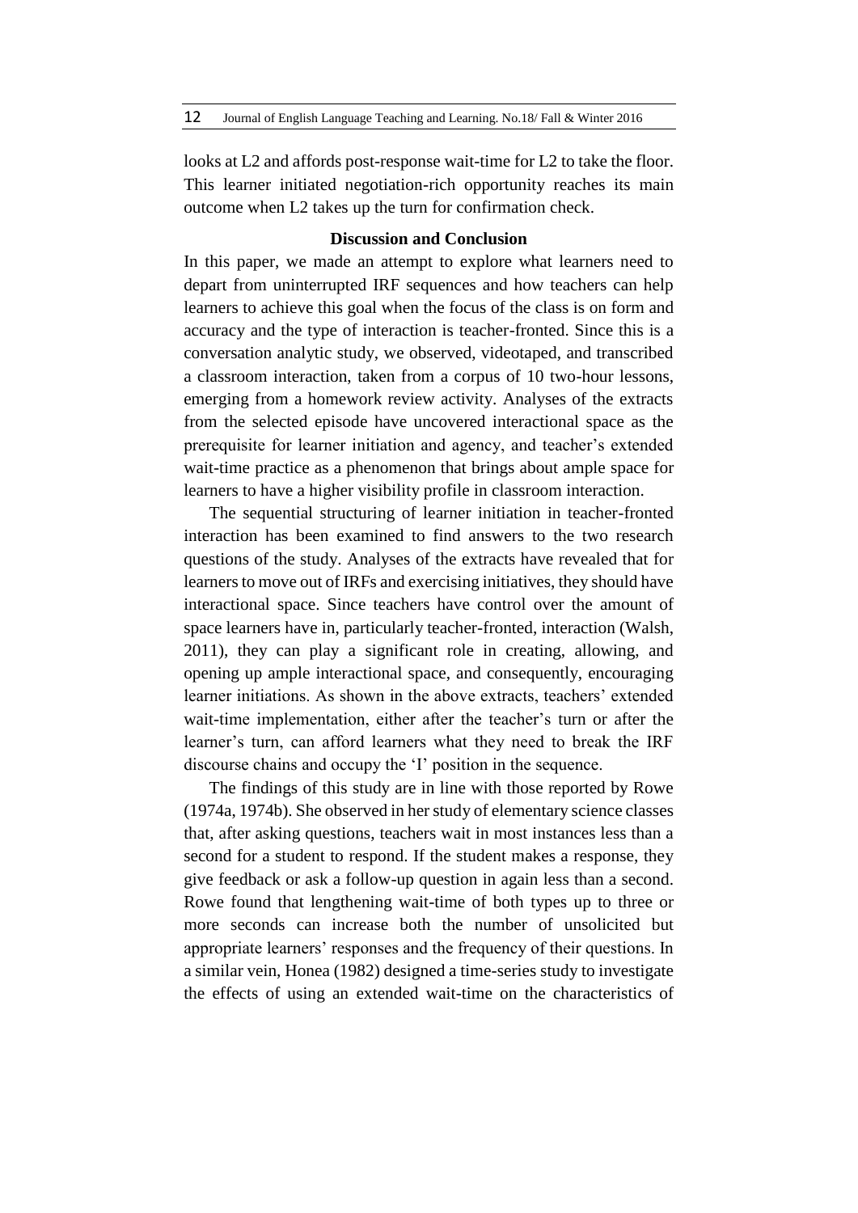looks at L2 and affords post-response wait-time for L2 to take the floor. This learner initiated negotiation-rich opportunity reaches its main outcome when L2 takes up the turn for confirmation check.

## Discussion and Conclusion

In this paper, we made an attempt to explore what learners need to depart from uninterrupted IRF sequences and how teachers can help learners to achieve this goal when the focus of the class is on form and accuracy and the type of interaction is teacher-fronted. Since this is a conversation analytic study, we observed, videotaped, and transcribed a classroom interaction, taken from a corpus of 10 two-hour lessons, emerging from a homework review activity. Analyses of the extracts from the selected episode have uncovered interactional space as the prerequisite for learner initiation and agency, and teacher's extended wait-time practice as a phenomenon that brings about ample space for learners to have a higher visibility profile in classroom interaction.

The sequential structuring of learner initiation in teacher-fronted interaction has been examined to find answers to the two research questions of the study. Analyses of the extracts have revealed that for learners to move out of IRFs and exercising initiatives, they should have interactional space. Since teachers have control over the amount of space learners have in, particularly teacher-fronted, interaction (Walsh, 2011), they can play a significant role in creating, allowing, and opening up ample interactional space, and consequently, encouraging learner initiations. As shown in the above extracts, teachers' extended wait-time implementation, either after the teacher's turn or after the learner's turn, can afford learners what they need to break the IRF discourse chains and occupy the 'I' position in the sequence.

The findings of this study are in line with those reported by Rowe (1974a, 1974b). She observed in her study of elementary science classes that, after asking questions, teachers wait in most instances less than a second for a student to respond. If the student makes a response, they give feedback or ask a follow-up question in again less than a second. Rowe found that lengthening wait-time of both types up to three or more seconds can increase both the number of unsolicited but appropriate learners' responses and the frequency of their questions. In a similar vein, Honea (1982) designed a time-series study to investigate the effects of using an extended wait-time on the characteristics of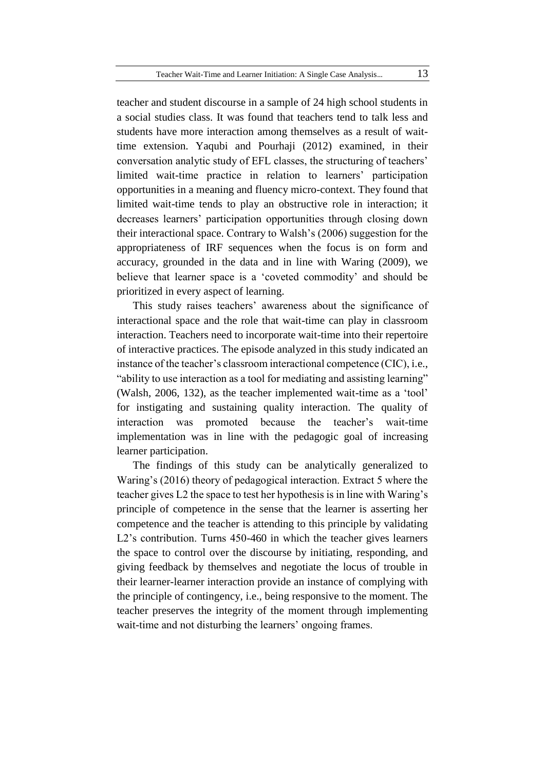teacher and student discourse in a sample of 24 high school students in a social studies class. It was found that teachers tend to talk less and students have more interaction among themselves as a result of wait-time extension. Yaqubi and Pourhaji (2012) examined, in their conversation analytic study of EFL classes, the structuring of teachers' limited wait-time practice in relation to learners' participation opportunities in a meaning and fluency micro-context. They found that limited wait-time tends to play an obstructive role in interaction; it decreases learners' participation opportunities through closing down their interactional space. Contrary to Walsh's (2006) suggestion for the appropriateness of IRF sequences when the focus is on form and accuracy, grounded in the data and in line with Waring (2009), we believe that learner space is a 'coveted commodity' and should be prioritized in every aspect of learning.

This study raises teachers' awareness about the significance of interactional space and the role that wait-time can play in classroom interaction. Teachers need to incorporate wait-time into their repertoire of interactive practices. The episode analyzed in this study indicated an instance of the teacher's classroom interactional competence (CIC), i.e., "ability to use interaction as a tool for mediating and assisting learning" (Walsh, 2006, 132), as the teacher implemented wait-time as a 'tool' for instigating and sustaining quality interaction. The quality of interaction was promoted because the teacher's wait-time implementation was in line with the pedagogic goal of increasing learner participation.

The findings of this study can be analytically generalized to Waring's (2016) theory of pedagogical interaction. Extract 5 where the teacher gives L2 the space to test her hypothesis is in line with Waring's principle of competence in the sense that the learner is asserting her competence and the teacher is attending to this principle by validating L2's contribution. Turns 450-460 in which the teacher gives learners the space to control over the discourse by initiating, responding, and giving feedback by themselves and negotiate the locus of trouble in their learner-learner interaction provide an instance of complying with the principle of contingency, i.e., being responsive to the moment. The teacher preserves the integrity of the moment through implementing wait-time and not disturbing the learners' ongoing frames.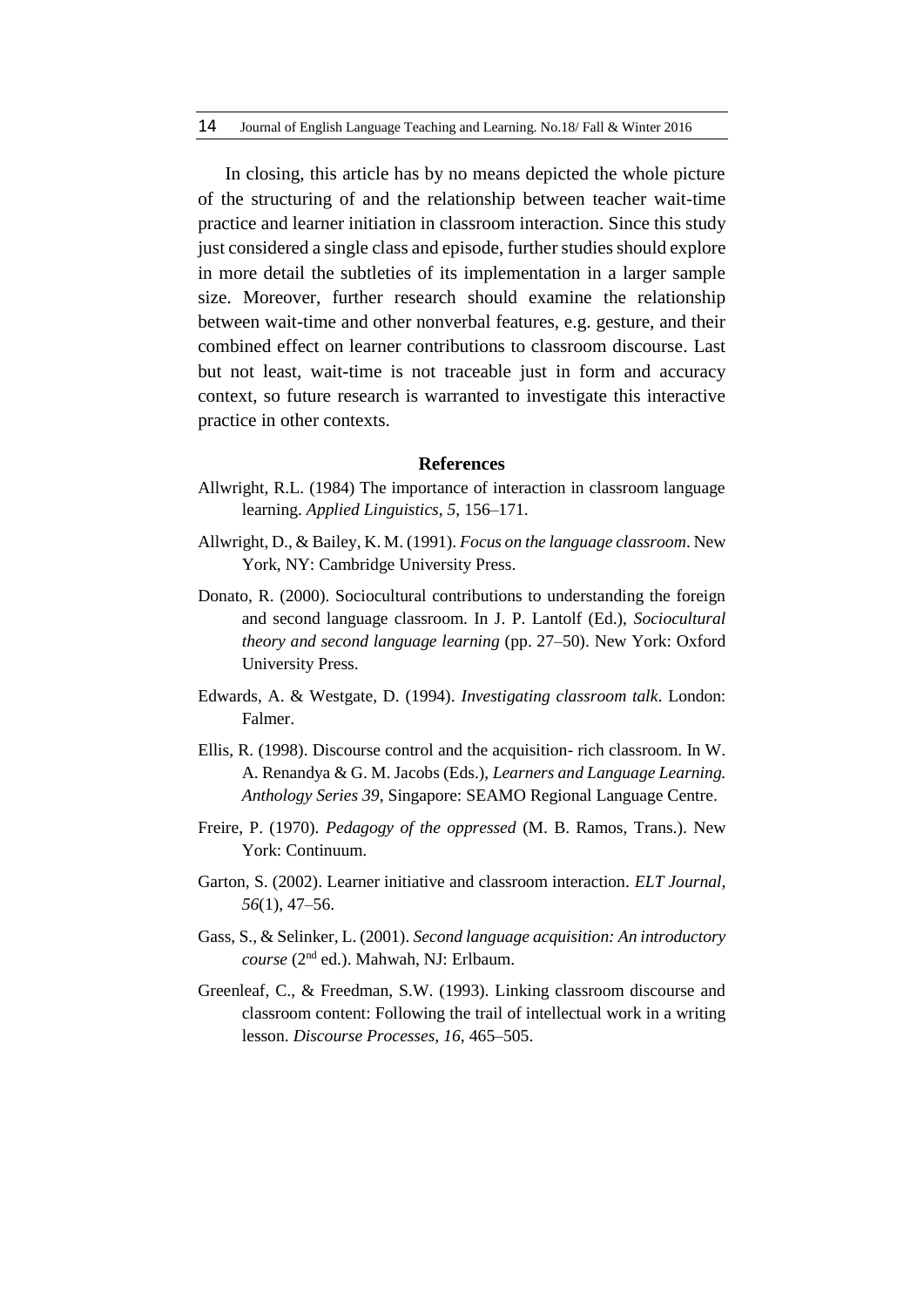In closing, this article has by no means depicted the whole picture of the structuring of and the relationship between teacher wait-time practice and learner initiation in classroom interaction. Since this study just considered a single class and episode, further studies should explore in more detail the subtleties of its implementation in a larger sample size. Moreover, further research should examine the relationship between wait-time and other nonverbal features, e.g. gesture, and their combined effect on learner contributions to classroom discourse. Last but not least, wait-time is not traceable just in form and accuracy context, so future research is warranted to investigate this interactive practice in other contexts.

## References

Allwright, R.L. (1984) The importance of interaction in classroom language learning. *Applied Linguistics*, *5*, 156–171.

Allwright, D., & Bailey, K. M. (1991). *Focus on the language classroom*. New York, NY: Cambridge University Press.

Donato, R. (2000). Sociocultural contributions to understanding the foreign and second language classroom. In J. P. Lantolf (Ed.), *Sociocultural theory and second language learning* (pp. 27–50). New York: Oxford University Press.

Edwards, A. & Westgate, D. (1994). *Investigating classroom talk*. London: Falmer.

Ellis, R. (1998). Discourse control and the acquisition- rich classroom. In W. A. Renandya & G. M. Jacobs (Eds.), *Learners and Language Learning. Anthology Series 39*, Singapore: SEAMO Regional Language Centre.

Freire, P. (1970). *Pedagogy of the oppressed* (M. B. Ramos, Trans.). New York: Continuum.

Garton, S. (2002). Learner initiative and classroom interaction. *ELT Journal, 56*(1), 47–56.

Gass, S., & Selinker, L. (2001). *Second language acquisition: An introductory course* (2nd ed.). Mahwah, NJ: Erlbaum.

Greenleaf, C., & Freedman, S.W. (1993). Linking classroom discourse and classroom content: Following the trail of intellectual work in a writing lesson. *Discourse Processes, 16*, 465–505.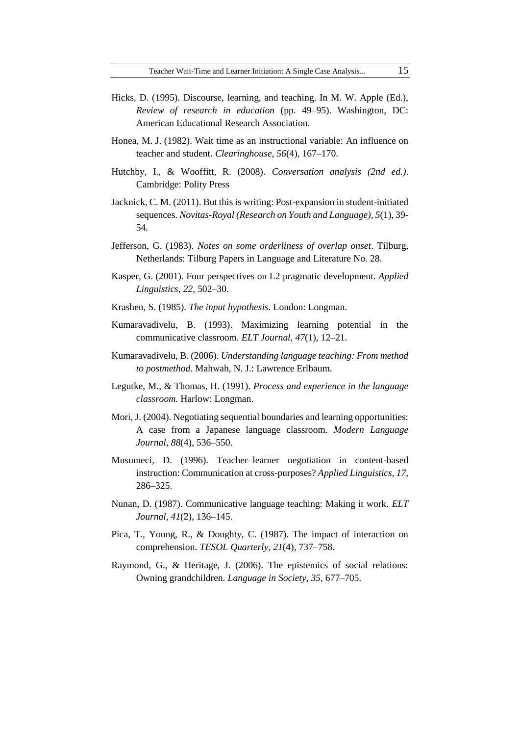Hicks, D. (1995). Discourse, learning, and teaching. In M. W. Apple (Ed.), *Review of research in education* (pp. 49–95). Washington, DC: American Educational Research Association.

Honea, M. J. (1982). Wait time as an instructional variable: An influence on teacher and student. *Clearinghouse, 56*(4), 167–170.

Hutchby, I., & Wooffitt, R. (2008). *Conversation analysis (2nd ed.)*. Cambridge: Polity Press

Jacknick, C. M. (2011). But this is writing: Post-expansion in student-initiated sequences. *Novitas-Royal (Research on Youth and Language), 5*(1), 39-54.

Jefferson, G. (1983). *Notes on some orderliness of overlap onset*. Tilburg, Netherlands: Tilburg Papers in Language and Literature No. 28.

Kasper, G. (2001). Four perspectives on L2 pragmatic development. *Applied Linguistics, 22*, 502–30.

Krashen, S. (1985). *The input hypothesis*. London: Longman.

Kumaravadivelu, B. (1993). Maximizing learning potential in the communicative classroom. *ELT Journal, 47*(1), 12–21.

Kumaravadivelu, B. (2006). *Understanding language teaching: From method to postmethod*. Mahwah, N. J.: Lawrence Erlbaum.

Legutke, M., & Thomas, H. (1991). *Process and experience in the language classroom.* Harlow: Longman.

Mori, J. (2004). Negotiating sequential boundaries and learning opportunities: A case from a Japanese language classroom. *Modern Language Journal, 88*(4), 536–550.

Musumeci, D. (1996). Teacher–learner negotiation in content-based instruction: Communication at cross-purposes? *Applied Linguistics, 17*, 286–325.

Nunan, D. (1987). Communicative language teaching: Making it work. *ELT Journal, 41*(2), 136–145.

Pica, T., Young, R., & Doughty, C. (1987). The impact of interaction on comprehension. *TESOL Quarterly, 21*(4), 737–758.

Raymond, G., & Heritage, J. (2006). The epistemics of social relations: Owning grandchildren. *Language in Society, 35*, 677–705.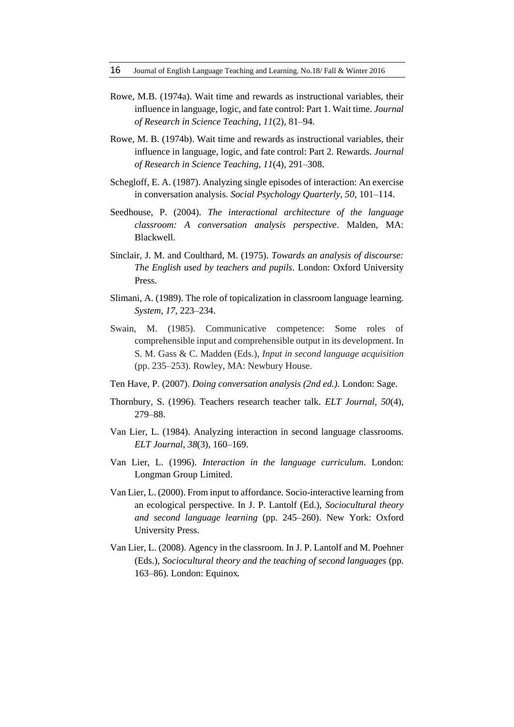Rowe, M.B. (1974a). Wait time and rewards as instructional variables, their influence in language, logic, and fate control: Part 1. Wait time. *Journal of Research in Science Teaching*, *11*(2), 81–94.

Rowe, M. B. (1974b). Wait time and rewards as instructional variables, their influence in language, logic, and fate control: Part 2. Rewards. *Journal of Research in Science Teaching*, *11*(4), 291–308.

Schegloff, E. A. (1987). Analyzing single episodes of interaction: An exercise in conversation analysis. *Social Psychology Quarterly, 50*, 101–114.

Seedhouse, P. (2004). *The interactional architecture of the language classroom: A conversation analysis perspective*. Malden, MA: Blackwell.

Sinclair, J. M. and Coulthard, M. (1975). *Towards an analysis of discourse: The English used by teachers and pupils*. London: Oxford University Press.

Slimani, A. (1989). The role of topicalization in classroom language learning. *System, 17*, 223–234.

Swain, M. (1985). Communicative competence: Some roles of comprehensible input and comprehensible output in its development. In S. M. Gass & C. Madden (Eds.), *Input in second language acquisition* (pp. 235–253). Rowley, MA: Newbury House.

Ten Have, P. (2007). *Doing conversation analysis (2nd ed.)*. London: Sage.

Thornbury, S. (1996). Teachers research teacher talk. *ELT Journal, 50*(4), 279–88.

Van Lier, L. (1984). Analyzing interaction in second language classrooms. *ELT Journal*, *38*(3), 160–169.

Van Lier, L. (1996). *Interaction in the language curriculum*. London: Longman Group Limited.

Van Lier, L. (2000). From input to affordance. Socio-interactive learning from an ecological perspective. In J. P. Lantolf (Ed.), *Sociocultural theory and second language learning* (pp. 245–260). New York: Oxford University Press.

Van Lier, L. (2008). Agency in the classroom. In J. P. Lantolf and M. Poehner (Eds.), *Sociocultural theory and the teaching of second languages* (pp. 163–86). London: Equinox.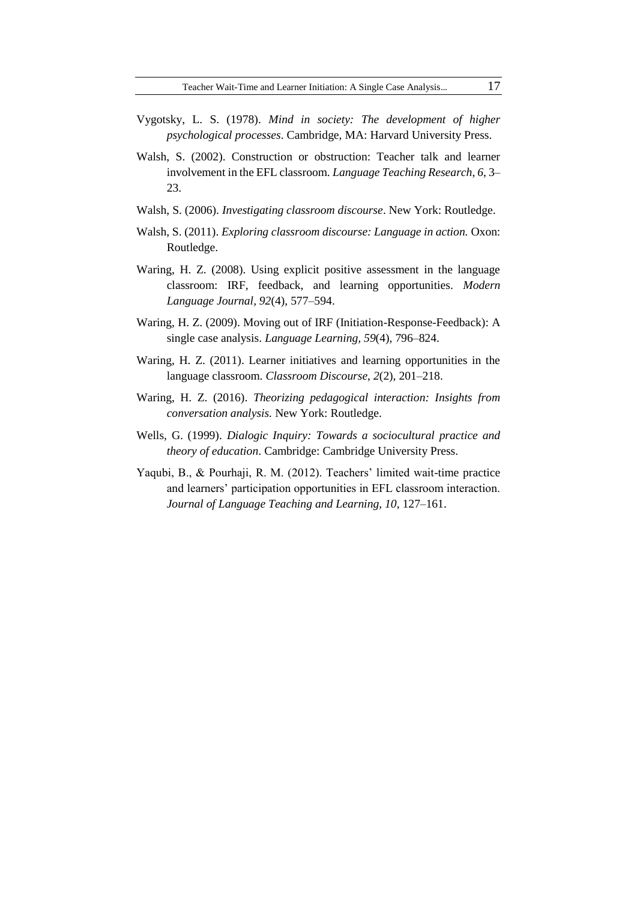Vygotsky, L. S. (1978). *Mind in society: The development of higher psychological processes*. Cambridge, MA: Harvard University Press.

Walsh, S. (2002). Construction or obstruction: Teacher talk and learner involvement in the EFL classroom. *Language Teaching Research*, *6*, 3–23.

Walsh, S. (2006). *Investigating classroom discourse*. New York: Routledge.

Walsh, S. (2011). *Exploring classroom discourse: Language in action.* Oxon: Routledge.

Waring, H. Z. (2008). Using explicit positive assessment in the language classroom: IRF, feedback, and learning opportunities. *Modern Language Journal*, *92*(4), 577–594.

Waring, H. Z. (2009). Moving out of IRF (Initiation-Response-Feedback): A single case analysis. *Language Learning, 59*(4), 796–824.

Waring, H. Z. (2011). Learner initiatives and learning opportunities in the language classroom. *Classroom Discourse*, *2*(2), 201–218.

Waring, H. Z. (2016). *Theorizing pedagogical interaction: Insights from conversation analysis.* New York: Routledge.

Wells, G. (1999). *Dialogic Inquiry: Towards a sociocultural practice and theory of education*. Cambridge: Cambridge University Press.

Yaqubi, B., & Pourhaji, R. M. (2012). Teachers' limited wait-time practice and learners' participation opportunities in EFL classroom interaction. *Journal of Language Teaching and Learning, 10*, 127–161.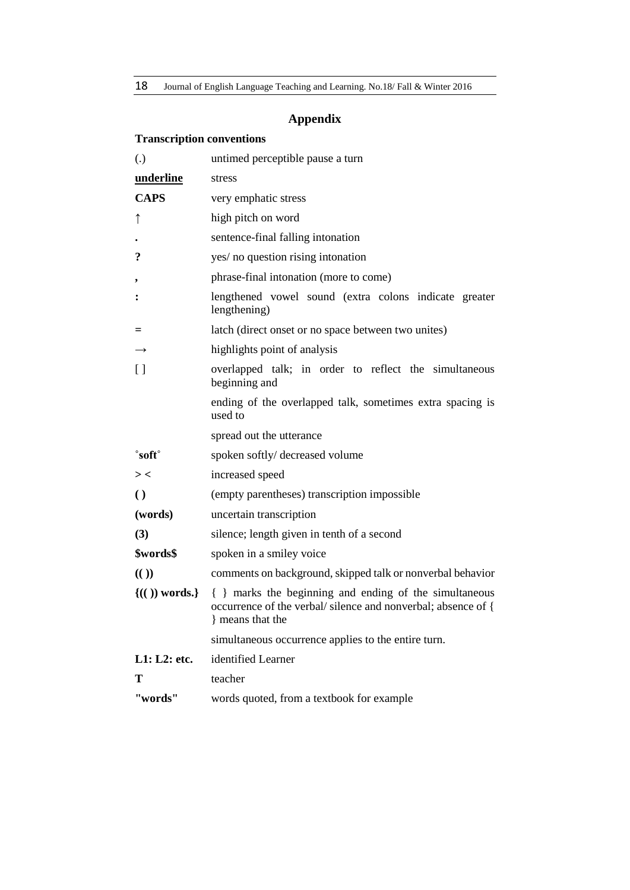# Appendix

**Transcription conventions**

| | |
|---|---|
| (.) | untimed perceptible pause a turn |
| **underline** | stress |
| **CAPS** | very emphatic stress |
| ↑ | high pitch on word |
| **.** | sentence-final falling intonation |
| **?** | yes/ no question rising intonation |
| **,** | phrase-final intonation (more to come) |
| **:** | lengthened vowel sound (extra colons indicate greater lengthening) |
| = | latch (direct onset or no space between two unites) |
| → | highlights point of analysis |
| [ ] | overlapped talk; in order to reflect the simultaneous beginning and |
| | ending of the overlapped talk, sometimes extra spacing is used to |
| | spread out the utterance |
| **°soft°** | spoken softly/ decreased volume |
| **> <** | increased speed |
| **( )** | (empty parentheses) transcription impossible |
| **(words)** | uncertain transcription |
| **(3)** | silence; length given in tenth of a second |
| **$words$** | spoken in a smiley voice |
| **(( ))** | comments on background, skipped talk or nonverbal behavior |
| **{(( )) words.}** | { } marks the beginning and ending of the simultaneous occurrence of the verbal/ silence and nonverbal; absence of { } means that the |
| | simultaneous occurrence applies to the entire turn. |
| **L1: L2: etc.** | identified Learner |
| **T** | teacher |
| **"words"** | words quoted, from a textbook for example |